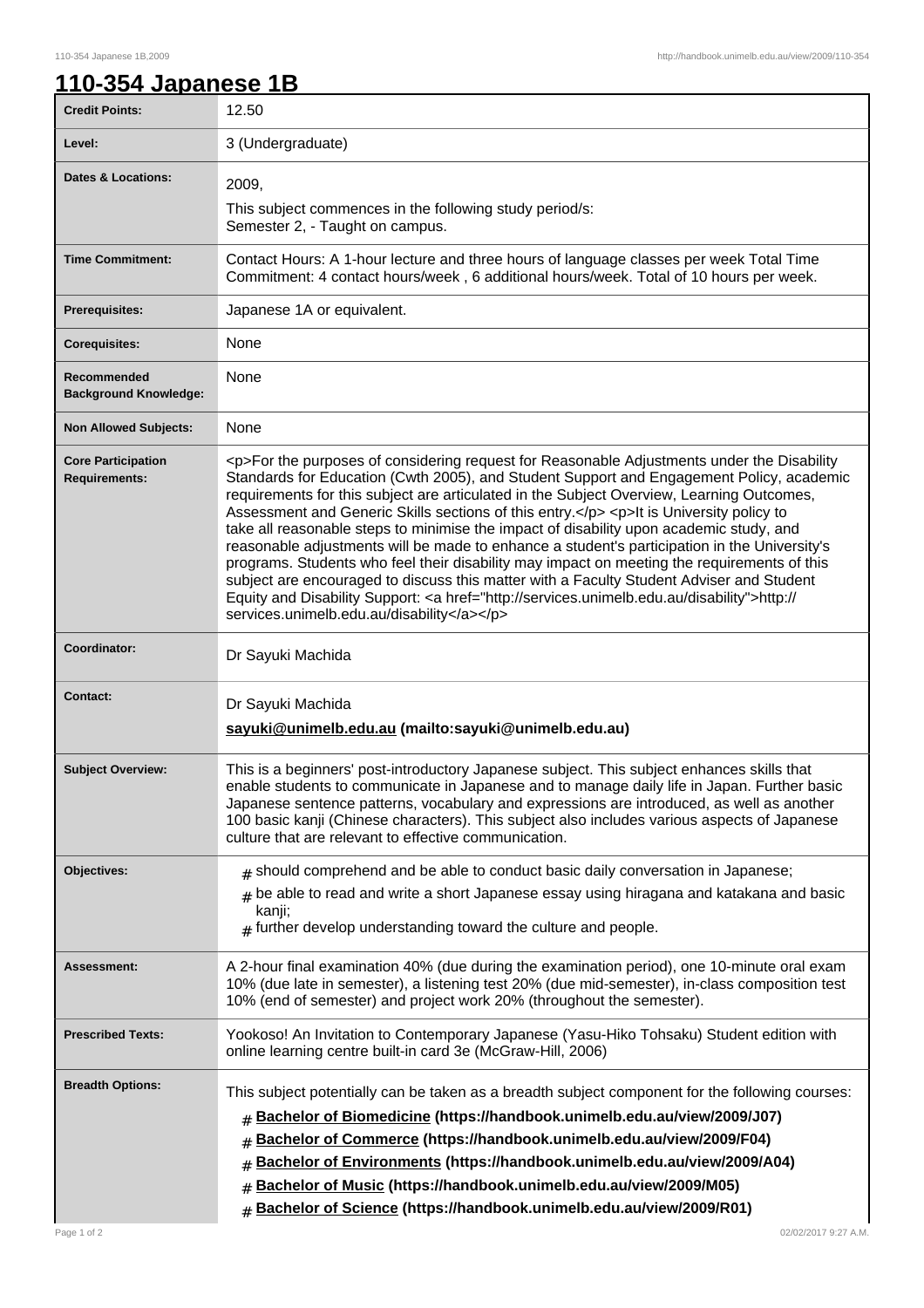# 110-354 Japanese 1B

| | |
|---|---|
| **Credit Points:** | 12.50 |
| **Level:** | 3 (Undergraduate) |
| **Dates & Locations:** | 2009,<br>This subject commences in the following study period/s:<br>Semester 2, - Taught on campus. |
| **Time Commitment:** | Contact Hours: A 1-hour lecture and three hours of language classes per week Total Time Commitment: 4 contact hours/week , 6 additional hours/week. Total of 10 hours per week. |
| **Prerequisites:** | Japanese 1A or equivalent. |
| **Corequisites:** | None |
| **Recommended Background Knowledge:** | None |
| **Non Allowed Subjects:** | None |
| **Core Participation Requirements:** | <p>For the purposes of considering request for Reasonable Adjustments under the Disability Standards for Education (Cwth 2005), and Student Support and Engagement Policy, academic requirements for this subject are articulated in the Subject Overview, Learning Outcomes, Assessment and Generic Skills sections of this entry.</p> <p>It is University policy to take all reasonable steps to minimise the impact of disability upon academic study, and reasonable adjustments will be made to enhance a student's participation in the University's programs. Students who feel their disability may impact on meeting the requirements of this subject are encouraged to discuss this matter with a Faculty Student Adviser and Student Equity and Disability Support: <a href="http://services.unimelb.edu.au/disability">http://services.unimelb.edu.au/disability</a></p> |
| **Coordinator:** | Dr Sayuki Machida |
| **Contact:** | Dr Sayuki Machida<br>**sayuki@unimelb.edu.au (mailto:sayuki@unimelb.edu.au)** |
| **Subject Overview:** | This is a beginners' post-introductory Japanese subject. This subject enhances skills that enable students to communicate in Japanese and to manage daily life in Japan. Further basic Japanese sentence patterns, vocabulary and expressions are introduced, as well as another 100 basic kanji (Chinese characters). This subject also includes various aspects of Japanese culture that are relevant to effective communication. |
| **Objectives:** | # should comprehend and be able to conduct basic daily conversation in Japanese;<br># be able to read and write a short Japanese essay using hiragana and katakana and basic kanji;<br># further develop understanding toward the culture and people. |
| **Assessment:** | A 2-hour final examination 40% (due during the examination period), one 10-minute oral exam 10% (due late in semester), a listening test 20% (due mid-semester), in-class composition test 10% (end of semester) and project work 20% (throughout the semester). |
| **Prescribed Texts:** | Yookoso! An Invitation to Contemporary Japanese (Yasu-Hiko Tohsaku) Student edition with online learning centre built-in card 3e (McGraw-Hill, 2006) |
| **Breadth Options:** | This subject potentially can be taken as a breadth subject component for the following courses:<br># **Bachelor of Biomedicine (https://handbook.unimelb.edu.au/view/2009/J07)**<br># **Bachelor of Commerce (https://handbook.unimelb.edu.au/view/2009/F04)**<br># **Bachelor of Environments (https://handbook.unimelb.edu.au/view/2009/A04)**<br># **Bachelor of Music (https://handbook.unimelb.edu.au/view/2009/M05)**<br># **Bachelor of Science (https://handbook.unimelb.edu.au/view/2009/R01)** |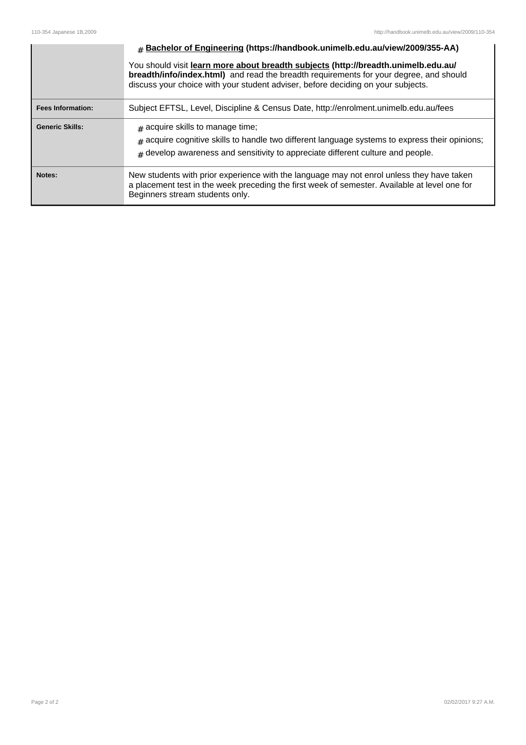| | |
|---|---|
| | # **Bachelor of Engineering** **(https://handbook.unimelb.edu.au/view/2009/355-AA)**<br><br>You should visit **learn more about breadth subjects (http://breadth.unimelb.edu.au/breadth/info/index.html)** and read the breadth requirements for your degree, and should discuss your choice with your student adviser, before deciding on your subjects. |
| **Fees Information:** | Subject EFTSL, Level, Discipline & Census Date, http://enrolment.unimelb.edu.au/fees |
| **Generic Skills:** | # acquire skills to manage time;<br># acquire cognitive skills to handle two different language systems to express their opinions;<br># develop awareness and sensitivity to appreciate different culture and people. |
| **Notes:** | New students with prior experience with the language may not enrol unless they have taken a placement test in the week preceding the first week of semester. Available at level one for Beginners stream students only. |